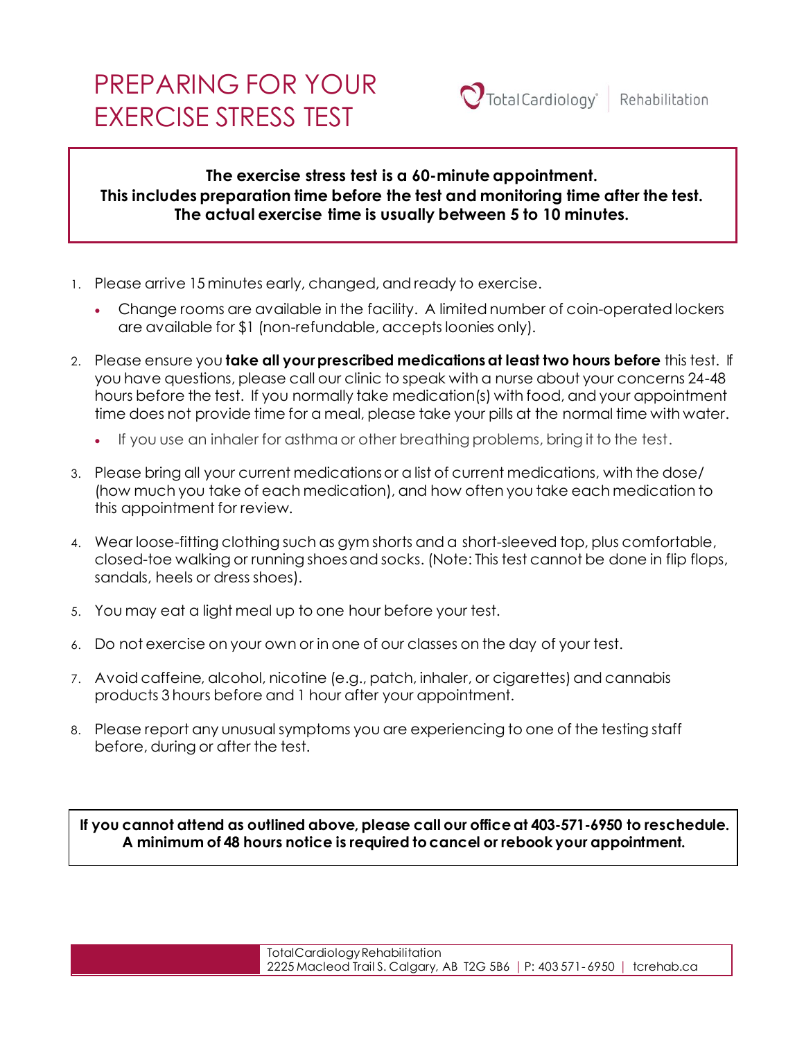# PREPARING FOR YOUR EXERCISE STRESS TEST

Total Cardiology® | Rehabilitation

**The exercise stress test is a 60-minute appointment.**
**This includes preparation time before the test and monitoring time after the test.**
**The actual exercise time is usually between 5 to 10 minutes.**

1. Please arrive 15 minutes early, changed, and ready to exercise.
   - Change rooms are available in the facility. A limited number of coin-operated lockers are available for $1 (non-refundable, accepts loonies only).
2. Please ensure you **take all your prescribed medications at least two hours before** this test. If you have questions, please call our clinic to speak with a nurse about your concerns 24-48 hours before the test. If you normally take medication(s) with food, and your appointment time does not provide time for a meal, please take your pills at the normal time with water.
   - If you use an inhaler for asthma or other breathing problems, bring it to the test.
3. Please bring all your current medications or a list of current medications, with the dose/ (how much you take of each medication), and how often you take each medication to this appointment for review.
4. Wear loose-fitting clothing such as gym shorts and a short-sleeved top, plus comfortable, closed-toe walking or running shoes and socks. (Note: This test cannot be done in flip flops, sandals, heels or dress shoes).
5. You may eat a light meal up to one hour before your test.
6. Do not exercise on your own or in one of our classes on the day of your test.
7. Avoid caffeine, alcohol, nicotine (e.g., patch, inhaler, or cigarettes) and cannabis products 3 hours before and 1 hour after your appointment.
8. Please report any unusual symptoms you are experiencing to one of the testing staff before, during or after the test.

**If you cannot attend as outlined above, please call our office at 403-571-6950 to reschedule.**
**A minimum of 48 hours notice is required to cancel or rebook your appointment.**

TotalCardiology Rehabilitation
2225 Macleod Trail S. Calgary, AB T2G 5B6 | P: 403 571-6950 | tcrehab.ca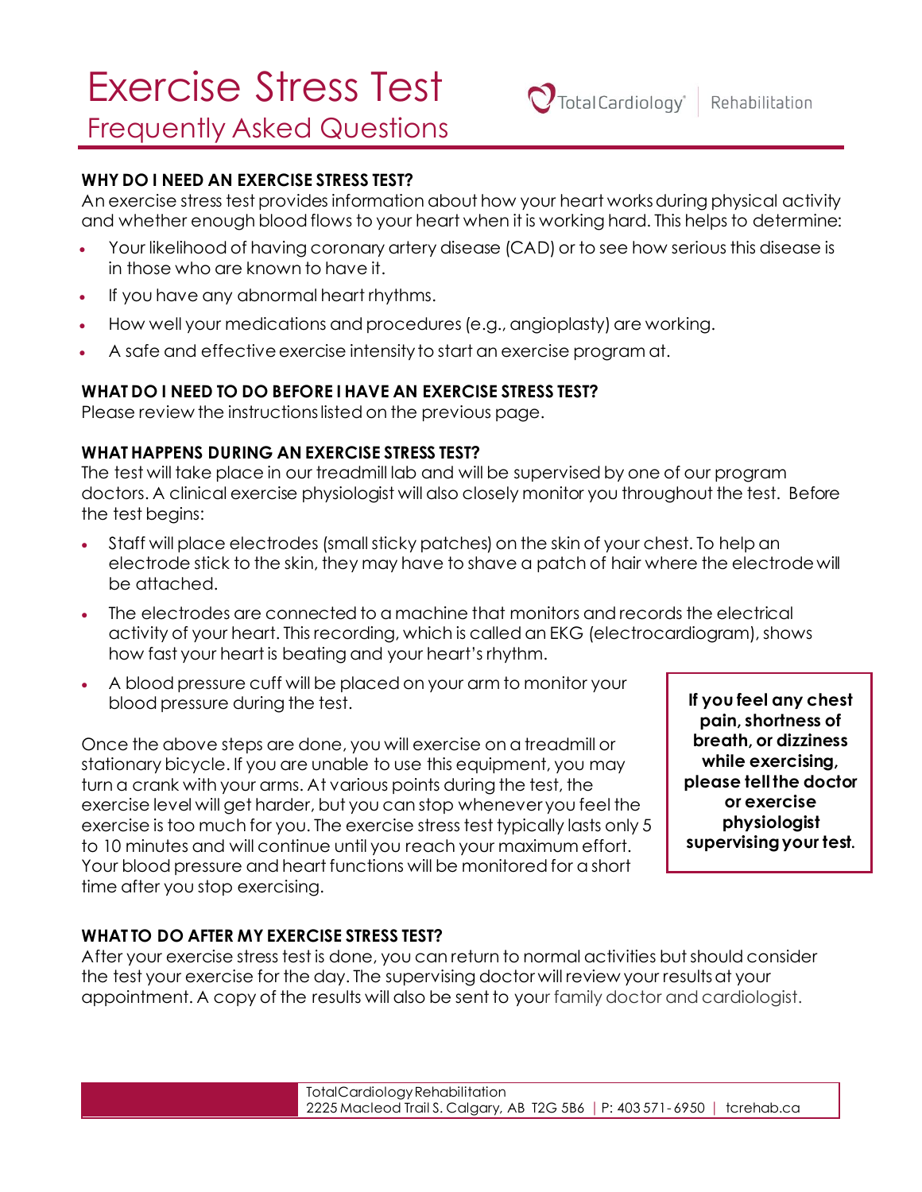# Exercise Stress Test

## Frequently Asked Questions

### WHY DO I NEED AN EXERCISE STRESS TEST?

An exercise stress test provides information about how your heart works during physical activity and whether enough blood flows to your heart when it is working hard. This helps to determine:

- Your likelihood of having coronary artery disease (CAD) or to see how serious this disease is in those who are known to have it.
- If you have any abnormal heart rhythms.
- How well your medications and procedures (e.g., angioplasty) are working.
- A safe and effective exercise intensity to start an exercise program at.

### WHAT DO I NEED TO DO BEFORE I HAVE AN EXERCISE STRESS TEST?

Please review the instructions listed on the previous page.

### WHAT HAPPENS DURING AN EXERCISE STRESS TEST?

The test will take place in our treadmill lab and will be supervised by one of our program doctors. A clinical exercise physiologist will also closely monitor you throughout the test. Before the test begins:

- Staff will place electrodes (small sticky patches) on the skin of your chest. To help an electrode stick to the skin, they may have to shave a patch of hair where the electrode will be attached.
- The electrodes are connected to a machine that monitors and records the electrical activity of your heart. This recording, which is called an EKG (electrocardiogram), shows how fast your heart is beating and your heart's rhythm.
- A blood pressure cuff will be placed on your arm to monitor your blood pressure during the test.

Once the above steps are done, you will exercise on a treadmill or stationary bicycle. If you are unable to use this equipment, you may turn a crank with your arms. At various points during the test, the exercise level will get harder, but you can stop whenever you feel the exercise is too much for you. The exercise stress test typically lasts only 5 to 10 minutes and will continue until you reach your maximum effort. Your blood pressure and heart functions will be monitored for a short time after you stop exercising.

**If you feel any chest pain, shortness of breath, or dizziness while exercising, please tell the doctor or exercise physiologist supervising your test.**

### WHAT TO DO AFTER MY EXERCISE STRESS TEST?

After your exercise stress test is done, you can return to normal activities but should consider the test your exercise for the day. The supervising doctor will review your results at your appointment. A copy of the results will also be sent to your family doctor and cardiologist.

TotalCardiology Rehabilitation
2225 Macleod Trail S. Calgary, AB T2G 5B6 | P: 403 571-6950 | tcrehab.ca